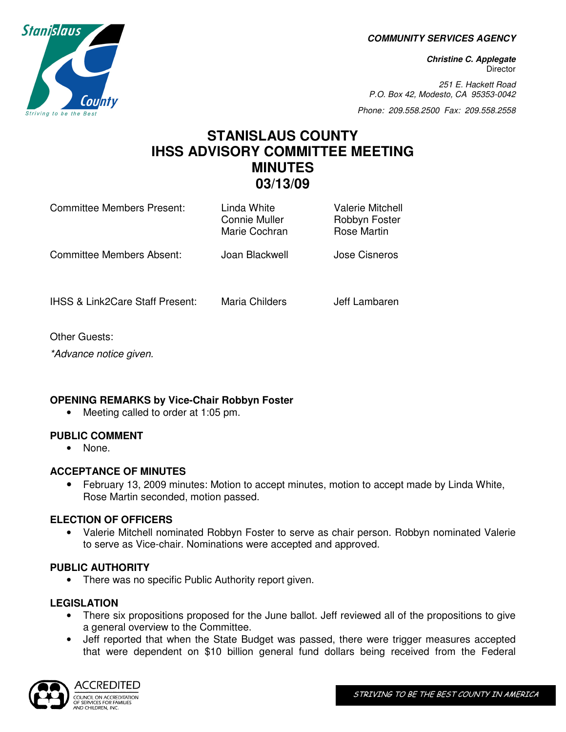**COMMUNITY SERVICES AGENCY**

***Christine C. Applegate***
Director

*251 E. Hackett Road*
*P.O. Box 42, Modesto, CA 95353-0042*

*Phone: 209.558.2500 Fax: 209.558.2558*

# STANISLAUS COUNTY
# IHSS ADVISORY COMMITTEE MEETING
# MINUTES
# 03/13/09

| | | |
|---|---|---|
| Committee Members Present: | Linda White<br>Connie Muller<br>Marie Cochran | Valerie Mitchell<br>Robbyn Foster<br>Rose Martin |
| Committee Members Absent: | Joan Blackwell | Jose Cisneros |
| IHSS & Link2Care Staff Present: | Maria Childers | Jeff Lambaren |

Other Guests:

*\*Advance notice given.*

**OPENING REMARKS by Vice-Chair Robbyn Foster**

- Meeting called to order at 1:05 pm.

**PUBLIC COMMENT**

- None.

**ACCEPTANCE OF MINUTES**

- February 13, 2009 minutes: Motion to accept minutes, motion to accept made by Linda White, Rose Martin seconded, motion passed.

**ELECTION OF OFFICERS**

- Valerie Mitchell nominated Robbyn Foster to serve as chair person. Robbyn nominated Valerie to serve as Vice-chair. Nominations were accepted and approved.

**PUBLIC AUTHORITY**

- There was no specific Public Authority report given.

**LEGISLATION**

- There six propositions proposed for the June ballot. Jeff reviewed all of the propositions to give a general overview to the Committee.
- Jeff reported that when the State Budget was passed, there were trigger measures accepted that were dependent on $10 billion general fund dollars being received from the Federal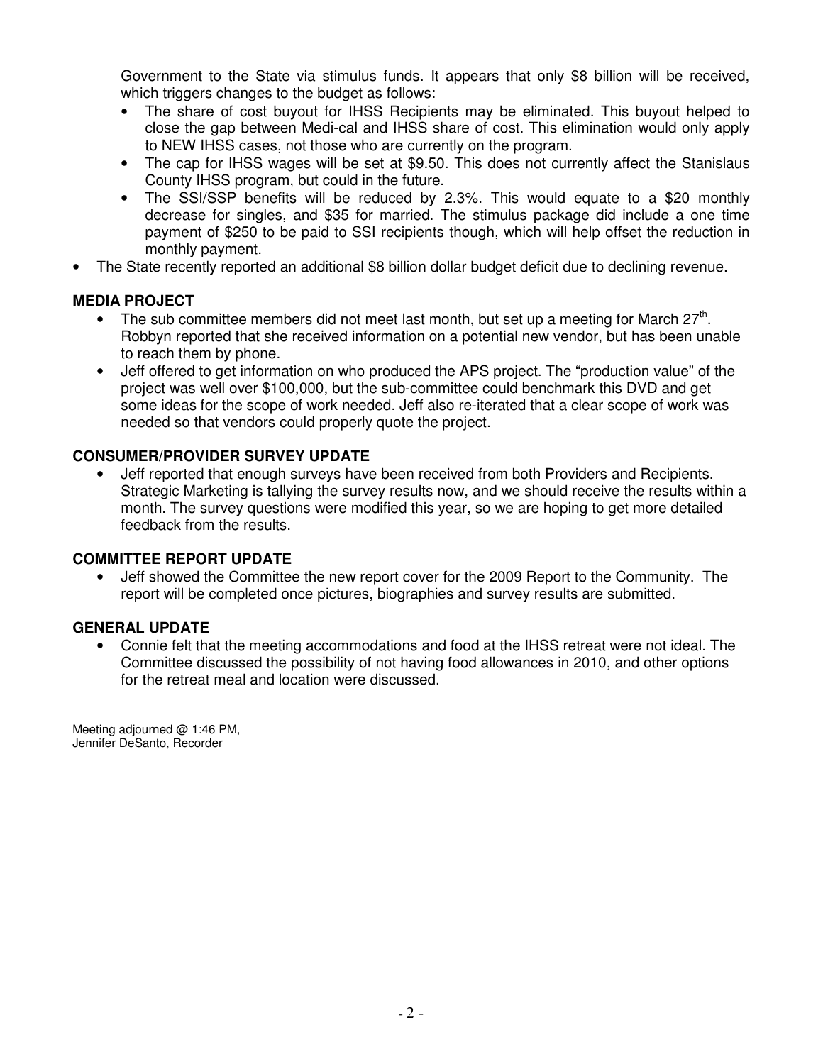Government to the State via stimulus funds. It appears that only \$8 billion will be received, which triggers changes to the budget as follows:

- The share of cost buyout for IHSS Recipients may be eliminated. This buyout helped to close the gap between Medi-cal and IHSS share of cost. This elimination would only apply to NEW IHSS cases, not those who are currently on the program.
- The cap for IHSS wages will be set at \$9.50. This does not currently affect the Stanislaus County IHSS program, but could in the future.
- The SSI/SSP benefits will be reduced by 2.3%. This would equate to a \$20 monthly decrease for singles, and \$35 for married. The stimulus package did include a one time payment of \$250 to be paid to SSI recipients though, which will help offset the reduction in monthly payment.

- The State recently reported an additional \$8 billion dollar budget deficit due to declining revenue.

**MEDIA PROJECT**

- The sub committee members did not meet last month, but set up a meeting for March 27th. Robbyn reported that she received information on a potential new vendor, but has been unable to reach them by phone.
- Jeff offered to get information on who produced the APS project. The "production value" of the project was well over \$100,000, but the sub-committee could benchmark this DVD and get some ideas for the scope of work needed. Jeff also re-iterated that a clear scope of work was needed so that vendors could properly quote the project.

**CONSUMER/PROVIDER SURVEY UPDATE**

- Jeff reported that enough surveys have been received from both Providers and Recipients. Strategic Marketing is tallying the survey results now, and we should receive the results within a month. The survey questions were modified this year, so we are hoping to get more detailed feedback from the results.

**COMMITTEE REPORT UPDATE**

- Jeff showed the Committee the new report cover for the 2009 Report to the Community. The report will be completed once pictures, biographies and survey results are submitted.

**GENERAL UPDATE**

- Connie felt that the meeting accommodations and food at the IHSS retreat were not ideal. The Committee discussed the possibility of not having food allowances in 2010, and other options for the retreat meal and location were discussed.

Meeting adjourned @ 1:46 PM,
Jennifer DeSanto, Recorder